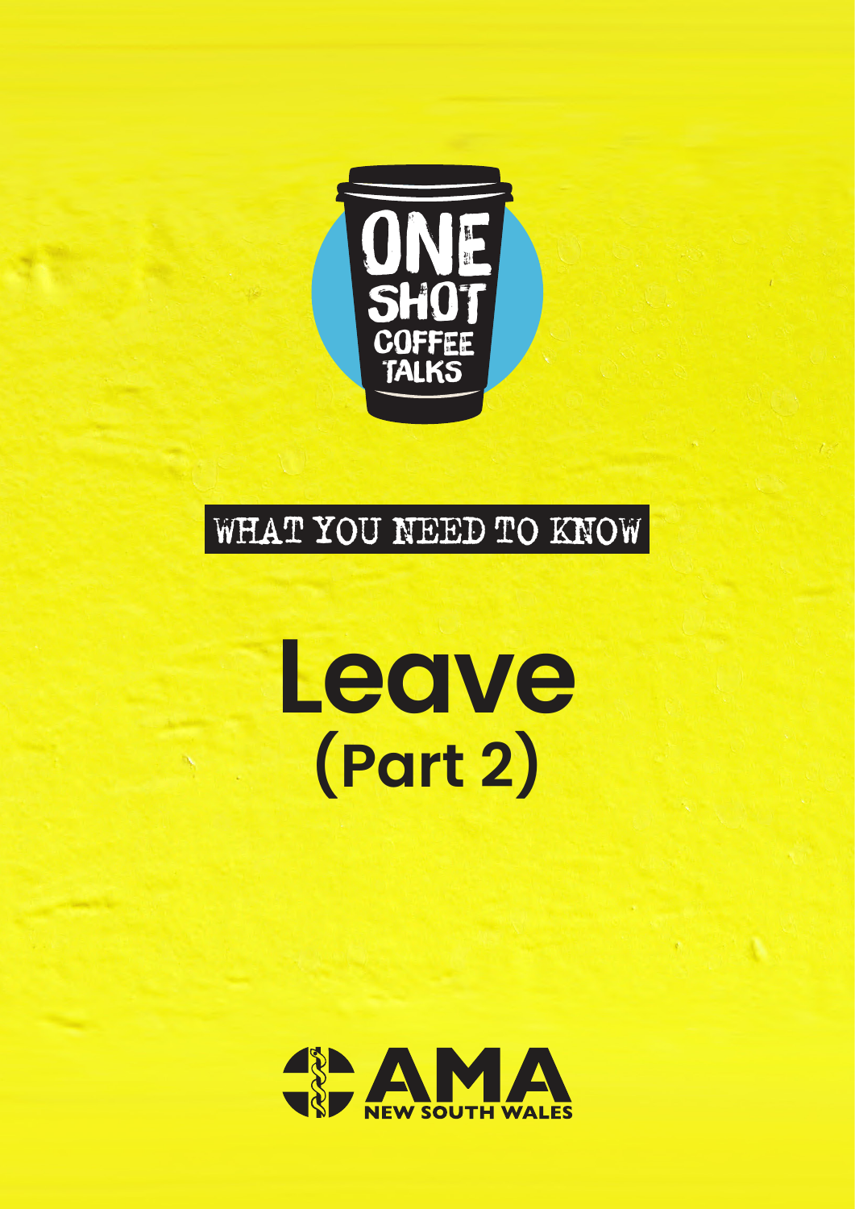ONE SHOT COFFEE TALKS

WHAT YOU NEED TO KNOW

# Leave
## (Part 2)

AMA NEW SOUTH WALES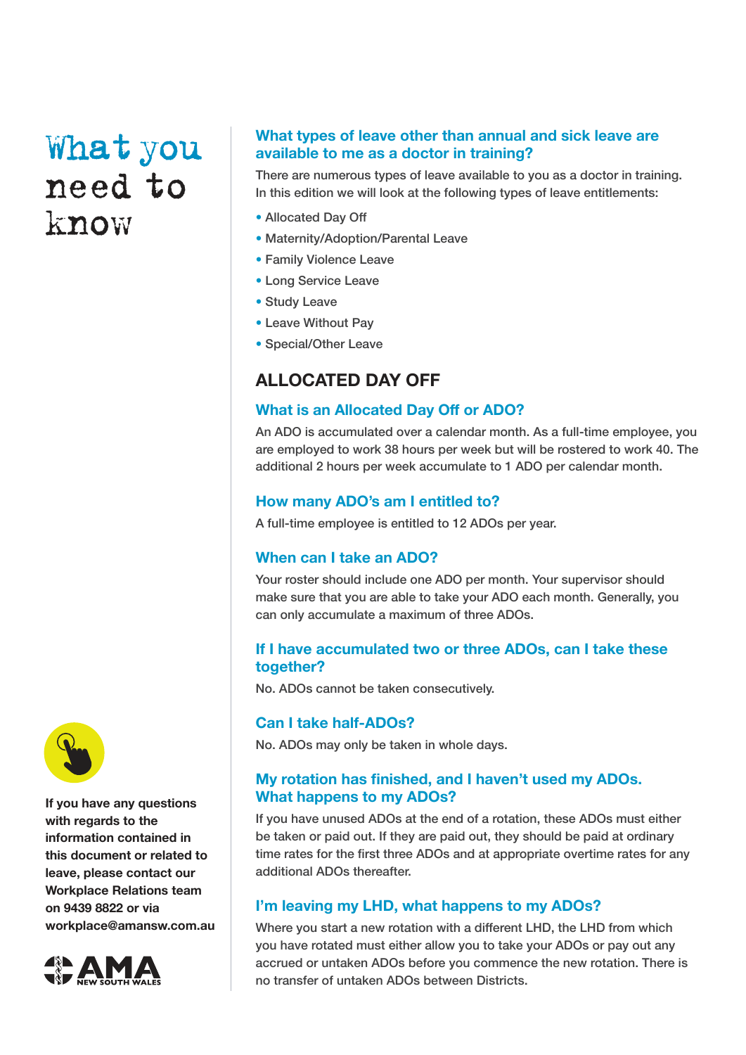# What you need to know

If you have any questions with regards to the information contained in this document or related to leave, please contact our Workplace Relations team on 9439 8822 or via workplace@amansw.com.au

### What types of leave other than annual and sick leave are available to me as a doctor in training?

There are numerous types of leave available to you as a doctor in training. In this edition we will look at the following types of leave entitlements:

- Allocated Day Off
- Maternity/Adoption/Parental Leave
- Family Violence Leave
- Long Service Leave
- Study Leave
- Leave Without Pay
- Special/Other Leave

## ALLOCATED DAY OFF

### What is an Allocated Day Off or ADO?

An ADO is accumulated over a calendar month. As a full-time employee, you are employed to work 38 hours per week but will be rostered to work 40. The additional 2 hours per week accumulate to 1 ADO per calendar month.

### How many ADO's am I entitled to?

A full-time employee is entitled to 12 ADOs per year.

### When can I take an ADO?

Your roster should include one ADO per month. Your supervisor should make sure that you are able to take your ADO each month. Generally, you can only accumulate a maximum of three ADOs.

### If I have accumulated two or three ADOs, can I take these together?

No. ADOs cannot be taken consecutively.

### Can I take half-ADOs?

No. ADOs may only be taken in whole days.

### My rotation has finished, and I haven't used my ADOs. What happens to my ADOs?

If you have unused ADOs at the end of a rotation, these ADOs must either be taken or paid out. If they are paid out, they should be paid at ordinary time rates for the first three ADOs and at appropriate overtime rates for any additional ADOs thereafter.

### I'm leaving my LHD, what happens to my ADOs?

Where you start a new rotation with a different LHD, the LHD from which you have rotated must either allow you to take your ADOs or pay out any accrued or untaken ADOs before you commence the new rotation. There is no transfer of untaken ADOs between Districts.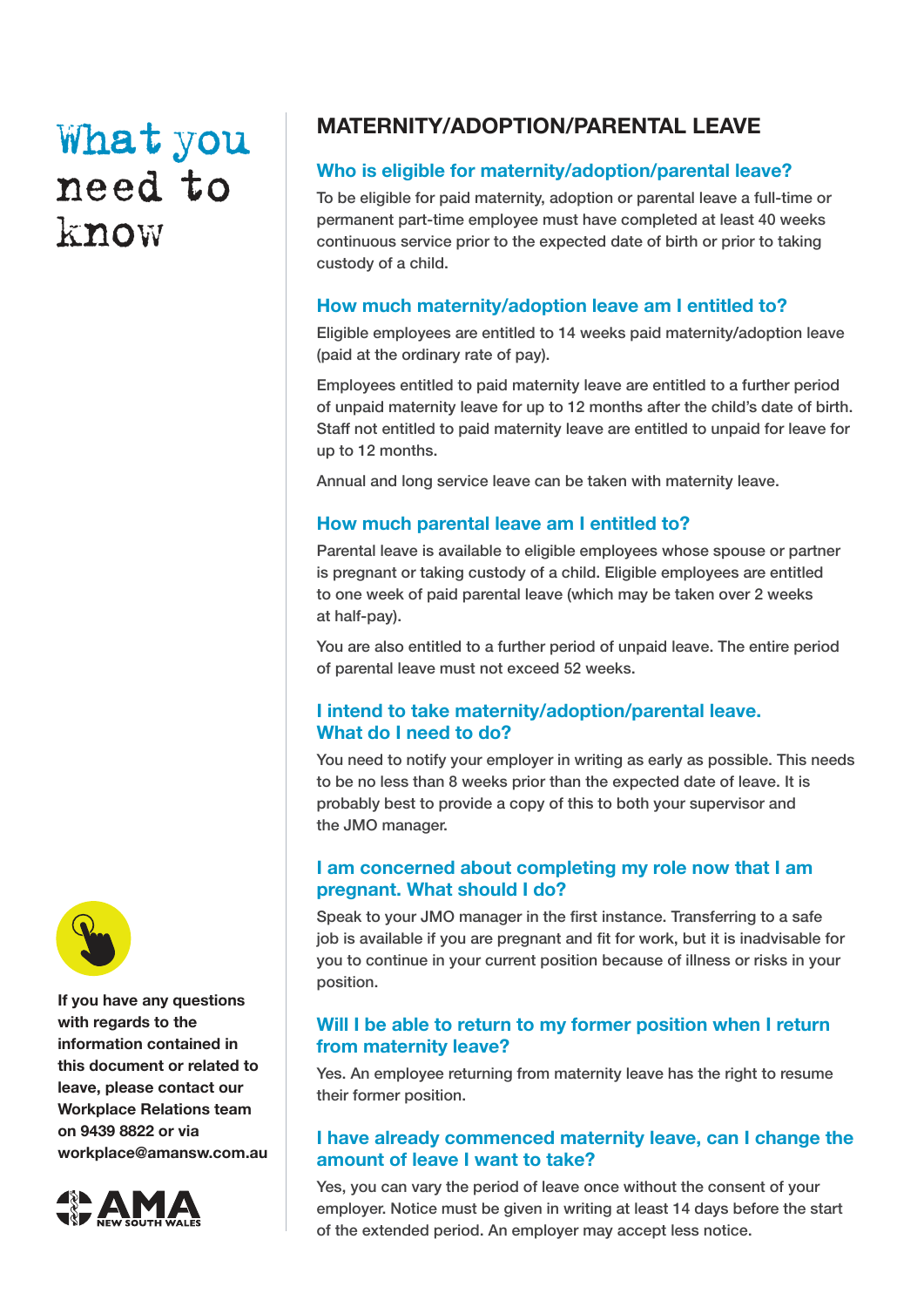# What you need to know

## MATERNITY/ADOPTION/PARENTAL LEAVE

### Who is eligible for maternity/adoption/parental leave?

To be eligible for paid maternity, adoption or parental leave a full-time or permanent part-time employee must have completed at least 40 weeks continuous service prior to the expected date of birth or prior to taking custody of a child.

### How much maternity/adoption leave am I entitled to?

Eligible employees are entitled to 14 weeks paid maternity/adoption leave (paid at the ordinary rate of pay).

Employees entitled to paid maternity leave are entitled to a further period of unpaid maternity leave for up to 12 months after the child's date of birth. Staff not entitled to paid maternity leave are entitled to unpaid for leave for up to 12 months.

Annual and long service leave can be taken with maternity leave.

### How much parental leave am I entitled to?

Parental leave is available to eligible employees whose spouse or partner is pregnant or taking custody of a child. Eligible employees are entitled to one week of paid parental leave (which may be taken over 2 weeks at half-pay).

You are also entitled to a further period of unpaid leave. The entire period of parental leave must not exceed 52 weeks.

### I intend to take maternity/adoption/parental leave. What do I need to do?

You need to notify your employer in writing as early as possible. This needs to be no less than 8 weeks prior than the expected date of leave. It is probably best to provide a copy of this to both your supervisor and the JMO manager.

### I am concerned about completing my role now that I am pregnant. What should I do?

Speak to your JMO manager in the first instance. Transferring to a safe job is available if you are pregnant and fit for work, but it is inadvisable for you to continue in your current position because of illness or risks in your position.

### Will I be able to return to my former position when I return from maternity leave?

Yes. An employee returning from maternity leave has the right to resume their former position.

### I have already commenced maternity leave, can I change the amount of leave I want to take?

Yes, you can vary the period of leave once without the consent of your employer. Notice must be given in writing at least 14 days before the start of the extended period. An employer may accept less notice.

**If you have any questions with regards to the information contained in this document or related to leave, please contact our Workplace Relations team on 9439 8822 or via workplace@amansw.com.au**

AMA NEW SOUTH WALES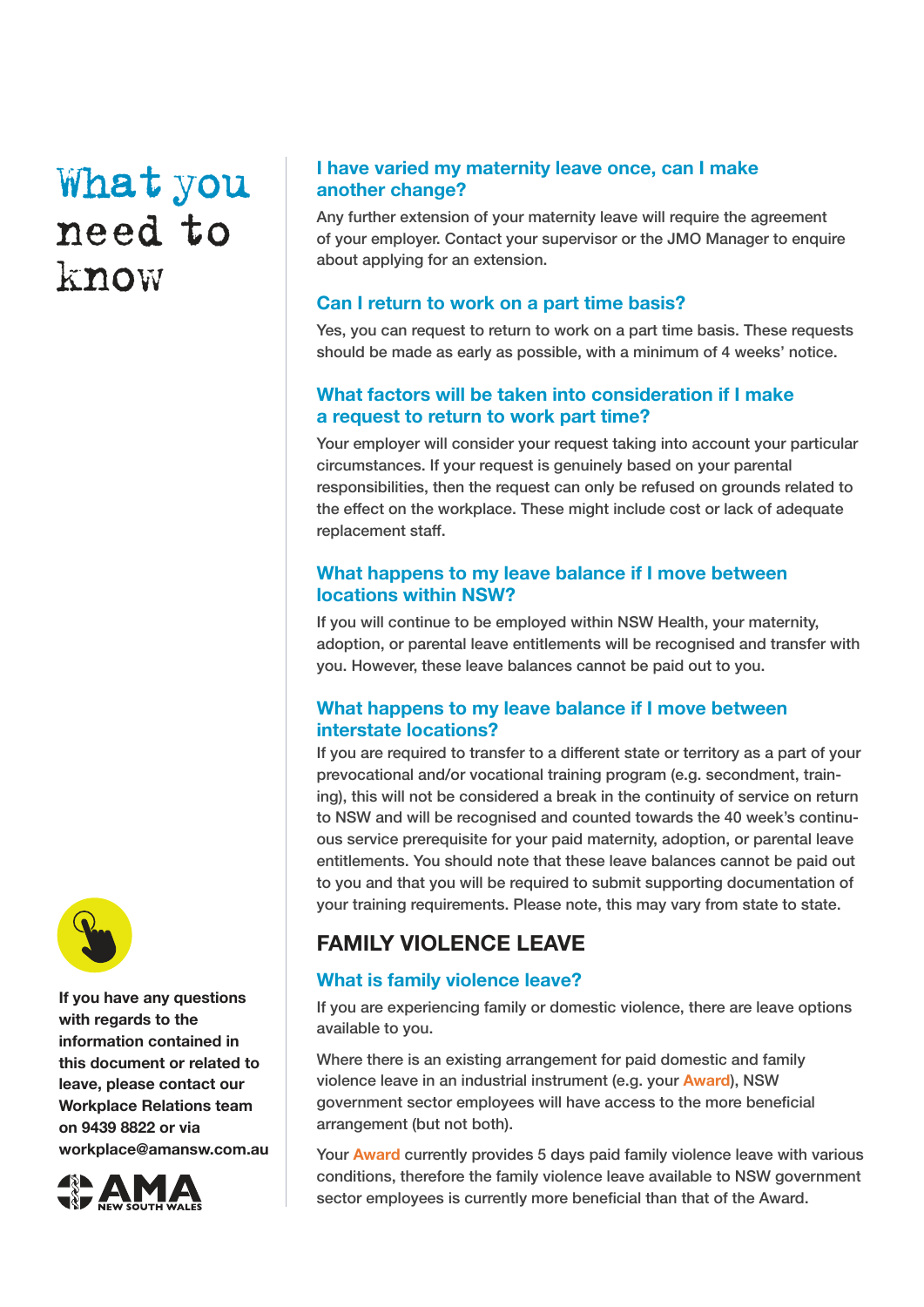# What you need to know

## I have varied my maternity leave once, can I make another change?

Any further extension of your maternity leave will require the agreement of your employer. Contact your supervisor or the JMO Manager to enquire about applying for an extension.

## Can I return to work on a part time basis?

Yes, you can request to return to work on a part time basis. These requests should be made as early as possible, with a minimum of 4 weeks' notice.

## What factors will be taken into consideration if I make a request to return to work part time?

Your employer will consider your request taking into account your particular circumstances. If your request is genuinely based on your parental responsibilities, then the request can only be refused on grounds related to the effect on the workplace. These might include cost or lack of adequate replacement staff.

## What happens to my leave balance if I move between locations within NSW?

If you will continue to be employed within NSW Health, your maternity, adoption, or parental leave entitlements will be recognised and transfer with you. However, these leave balances cannot be paid out to you.

## What happens to my leave balance if I move between interstate locations?

If you are required to transfer to a different state or territory as a part of your prevocational and/or vocational training program (e.g. secondment, training), this will not be considered a break in the continuity of service on return to NSW and will be recognised and counted towards the 40 week's continuous service prerequisite for your paid maternity, adoption, or parental leave entitlements. You should note that these leave balances cannot be paid out to you and that you will be required to submit supporting documentation of your training requirements. Please note, this may vary from state to state.

# FAMILY VIOLENCE LEAVE

## What is family violence leave?

If you are experiencing family or domestic violence, there are leave options available to you.

Where there is an existing arrangement for paid domestic and family violence leave in an industrial instrument (e.g. your Award), NSW government sector employees will have access to the more beneficial arrangement (but not both).

Your Award currently provides 5 days paid family violence leave with various conditions, therefore the family violence leave available to NSW government sector employees is currently more beneficial than that of the Award.

**If you have any questions with regards to the information contained in this document or related to leave, please contact our Workplace Relations team on 9439 8822 or via workplace@amansw.com.au**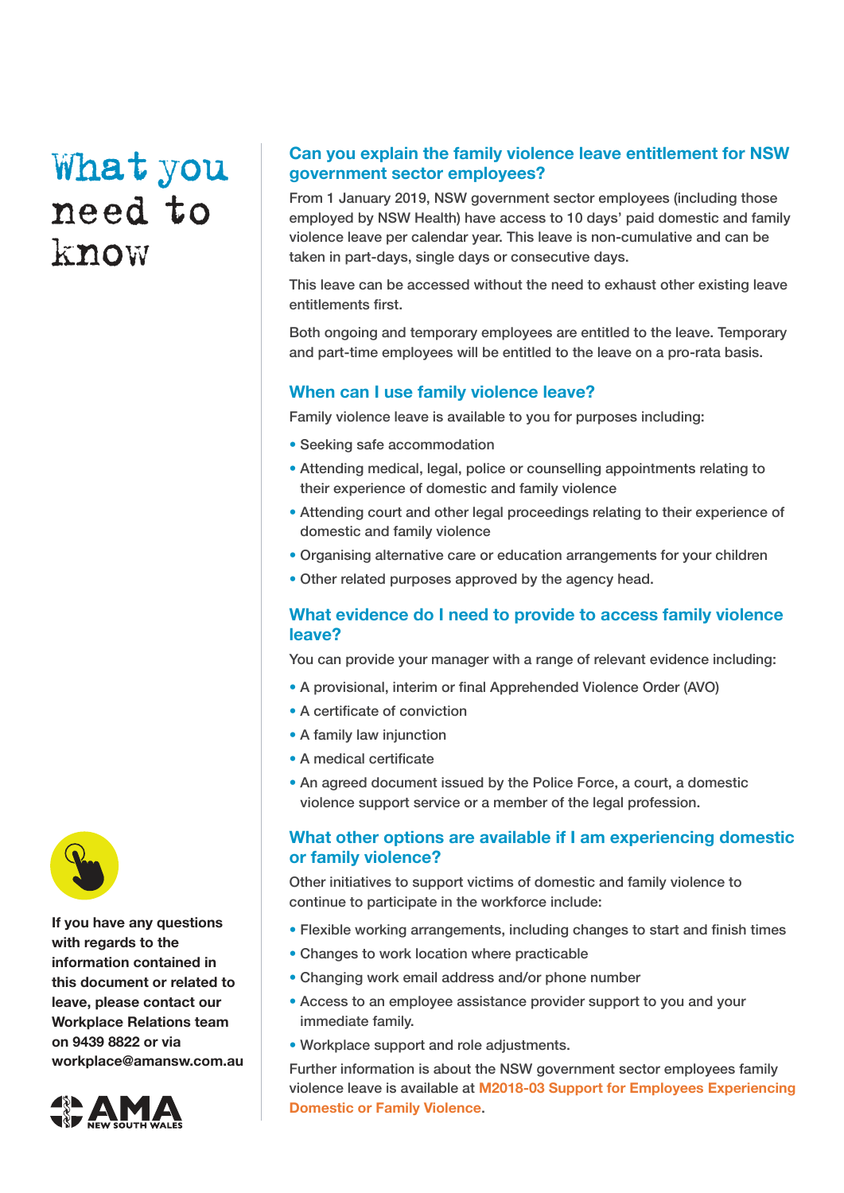# What you need to know

## Can you explain the family violence leave entitlement for NSW government sector employees?

From 1 January 2019, NSW government sector employees (including those employed by NSW Health) have access to 10 days' paid domestic and family violence leave per calendar year. This leave is non-cumulative and can be taken in part-days, single days or consecutive days.

This leave can be accessed without the need to exhaust other existing leave entitlements first.

Both ongoing and temporary employees are entitled to the leave. Temporary and part-time employees will be entitled to the leave on a pro-rata basis.

## When can I use family violence leave?

Family violence leave is available to you for purposes including:

- Seeking safe accommodation
- Attending medical, legal, police or counselling appointments relating to their experience of domestic and family violence
- Attending court and other legal proceedings relating to their experience of domestic and family violence
- Organising alternative care or education arrangements for your children
- Other related purposes approved by the agency head.

## What evidence do I need to provide to access family violence leave?

You can provide your manager with a range of relevant evidence including:

- A provisional, interim or final Apprehended Violence Order (AVO)
- A certificate of conviction
- A family law injunction
- A medical certificate
- An agreed document issued by the Police Force, a court, a domestic violence support service or a member of the legal profession.

## What other options are available if I am experiencing domestic or family violence?

Other initiatives to support victims of domestic and family violence to continue to participate in the workforce include:

- Flexible working arrangements, including changes to start and finish times
- Changes to work location where practicable
- Changing work email address and/or phone number
- Access to an employee assistance provider support to you and your immediate family.
- Workplace support and role adjustments.

Further information is about the NSW government sector employees family violence leave is available at **M2018-03 Support for Employees Experiencing Domestic or Family Violence**.

**If you have any questions with regards to the information contained in this document or related to leave, please contact our Workplace Relations team on 9439 8822 or via workplace@amansw.com.au**

AMA NEW SOUTH WALES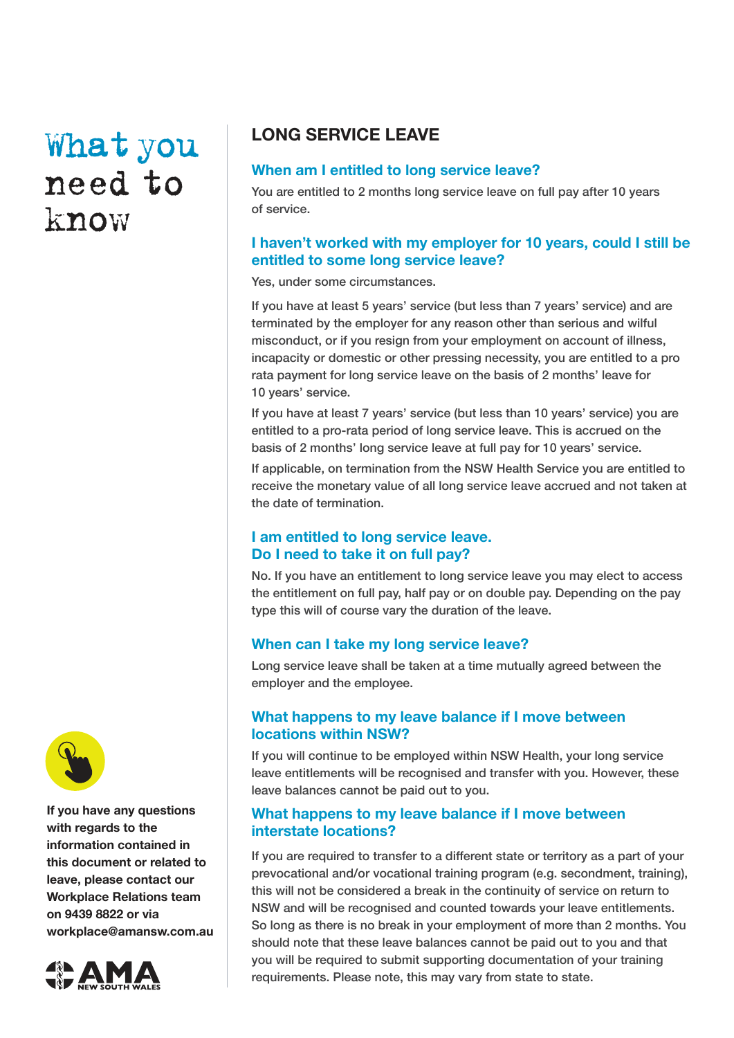# What you need to know

## LONG SERVICE LEAVE

### When am I entitled to long service leave?

You are entitled to 2 months long service leave on full pay after 10 years of service.

### I haven't worked with my employer for 10 years, could I still be entitled to some long service leave?

Yes, under some circumstances.

If you have at least 5 years' service (but less than 7 years' service) and are terminated by the employer for any reason other than serious and wilful misconduct, or if you resign from your employment on account of illness, incapacity or domestic or other pressing necessity, you are entitled to a pro rata payment for long service leave on the basis of 2 months' leave for 10 years' service.

If you have at least 7 years' service (but less than 10 years' service) you are entitled to a pro-rata period of long service leave. This is accrued on the basis of 2 months' long service leave at full pay for 10 years' service.

If applicable, on termination from the NSW Health Service you are entitled to receive the monetary value of all long service leave accrued and not taken at the date of termination.

### I am entitled to long service leave. Do I need to take it on full pay?

No. If you have an entitlement to long service leave you may elect to access the entitlement on full pay, half pay or on double pay. Depending on the pay type this will of course vary the duration of the leave.

### When can I take my long service leave?

Long service leave shall be taken at a time mutually agreed between the employer and the employee.

### What happens to my leave balance if I move between locations within NSW?

If you will continue to be employed within NSW Health, your long service leave entitlements will be recognised and transfer with you. However, these leave balances cannot be paid out to you.

### What happens to my leave balance if I move between interstate locations?

If you are required to transfer to a different state or territory as a part of your prevocational and/or vocational training program (e.g. secondment, training), this will not be considered a break in the continuity of service on return to NSW and will be recognised and counted towards your leave entitlements. So long as there is no break in your employment of more than 2 months. You should note that these leave balances cannot be paid out to you and that you will be required to submit supporting documentation of your training requirements. Please note, this may vary from state to state.

**If you have any questions with regards to the information contained in this document or related to leave, please contact our Workplace Relations team on 9439 8822 or via workplace@amansw.com.au**

AMA NEW SOUTH WALES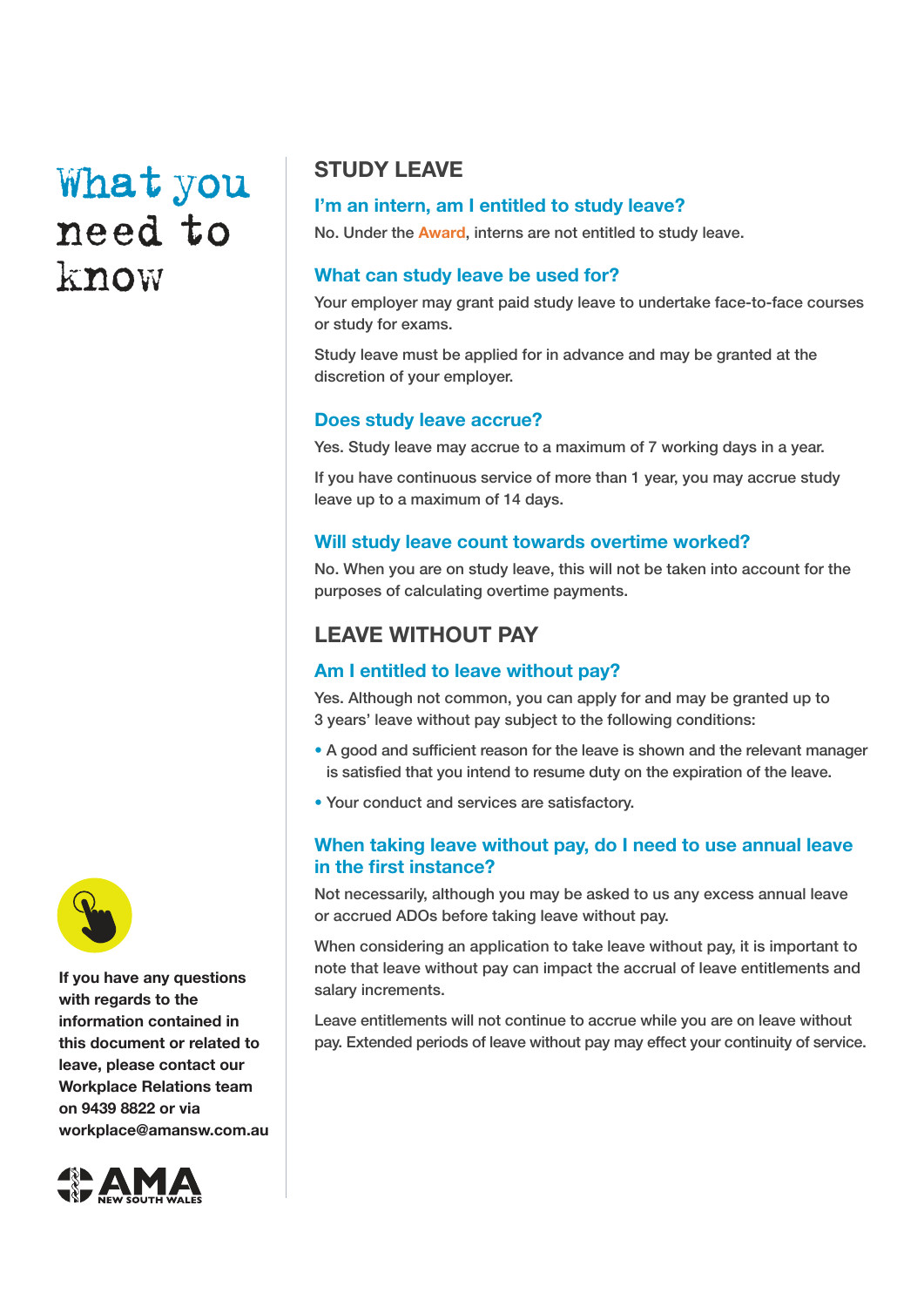# What you need to know

## STUDY LEAVE

### I'm an intern, am I entitled to study leave?

No. Under the Award, interns are not entitled to study leave.

### What can study leave be used for?

Your employer may grant paid study leave to undertake face-to-face courses or study for exams.

Study leave must be applied for in advance and may be granted at the discretion of your employer.

### Does study leave accrue?

Yes. Study leave may accrue to a maximum of 7 working days in a year.

If you have continuous service of more than 1 year, you may accrue study leave up to a maximum of 14 days.

### Will study leave count towards overtime worked?

No. When you are on study leave, this will not be taken into account for the purposes of calculating overtime payments.

## LEAVE WITHOUT PAY

### Am I entitled to leave without pay?

Yes. Although not common, you can apply for and may be granted up to 3 years' leave without pay subject to the following conditions:

- A good and sufficient reason for the leave is shown and the relevant manager is satisfied that you intend to resume duty on the expiration of the leave.
- Your conduct and services are satisfactory.

### When taking leave without pay, do I need to use annual leave in the first instance?

Not necessarily, although you may be asked to us any excess annual leave or accrued ADOs before taking leave without pay.

When considering an application to take leave without pay, it is important to note that leave without pay can impact the accrual of leave entitlements and salary increments.

Leave entitlements will not continue to accrue while you are on leave without pay. Extended periods of leave without pay may effect your continuity of service.

**If you have any questions with regards to the information contained in this document or related to leave, please contact our Workplace Relations team on 9439 8822 or via workplace@amansw.com.au**

AMA NEW SOUTH WALES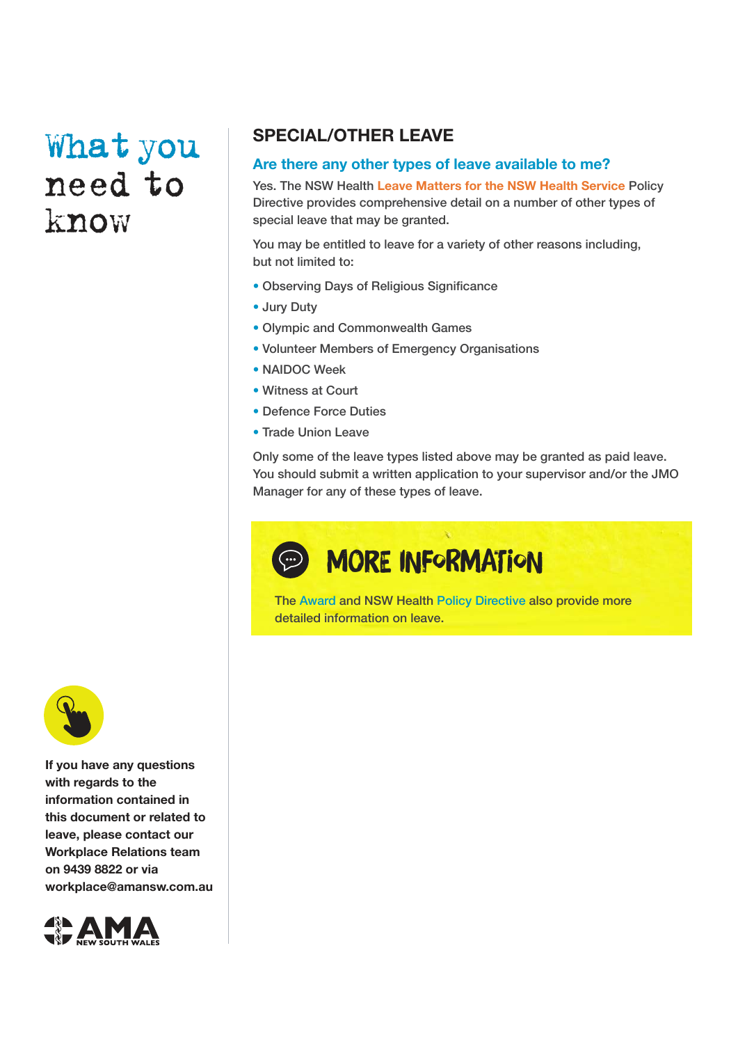# What you need to know

## SPECIAL/OTHER LEAVE

### Are there any other types of leave available to me?

Yes. The NSW Health Leave Matters for the NSW Health Service Policy Directive provides comprehensive detail on a number of other types of special leave that may be granted.

You may be entitled to leave for a variety of other reasons including, but not limited to:

- Observing Days of Religious Significance
- Jury Duty
- Olympic and Commonwealth Games
- Volunteer Members of Emergency Organisations
- NAIDOC Week
- Witness at Court
- Defence Force Duties
- Trade Union Leave

Only some of the leave types listed above may be granted as paid leave. You should submit a written application to your supervisor and/or the JMO Manager for any of these types of leave.

### MORE INFORMATION

The Award and NSW Health Policy Directive also provide more detailed information on leave.

**If you have any questions with regards to the information contained in this document or related to leave, please contact our Workplace Relations team on 9439 8822 or via workplace@amansw.com.au**

AMA NEW SOUTH WALES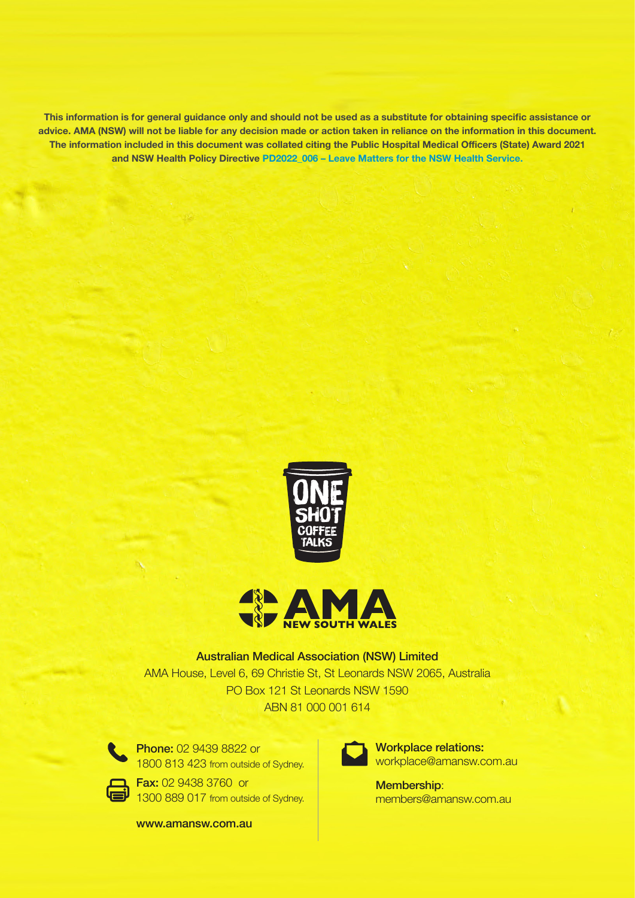**This information is for general guidance only and should not be used as a substitute for obtaining specific assistance or advice. AMA (NSW) will not be liable for any decision made or action taken in reliance on the information in this document. The information included in this document was collated citing the Public Hospital Medical Officers (State) Award 2021 and NSW Health Policy Directive PD2022_006 – Leave Matters for the NSW Health Service.**

ONE SHOT COFFEE TALKS

AMA NEW SOUTH WALES

**Australian Medical Association (NSW) Limited**
AMA House, Level 6, 69 Christie St, St Leonards NSW 2065, Australia
PO Box 121 St Leonards NSW 1590
ABN 81 000 001 614

**Phone:** 02 9439 8822 or
1800 813 423 from outside of Sydney.

**Fax:** 02 9438 3760 or
1300 889 017 from outside of Sydney.

**www.amansw.com.au**

**Workplace relations:**
workplace@amansw.com.au

**Membership**:
members@amansw.com.au